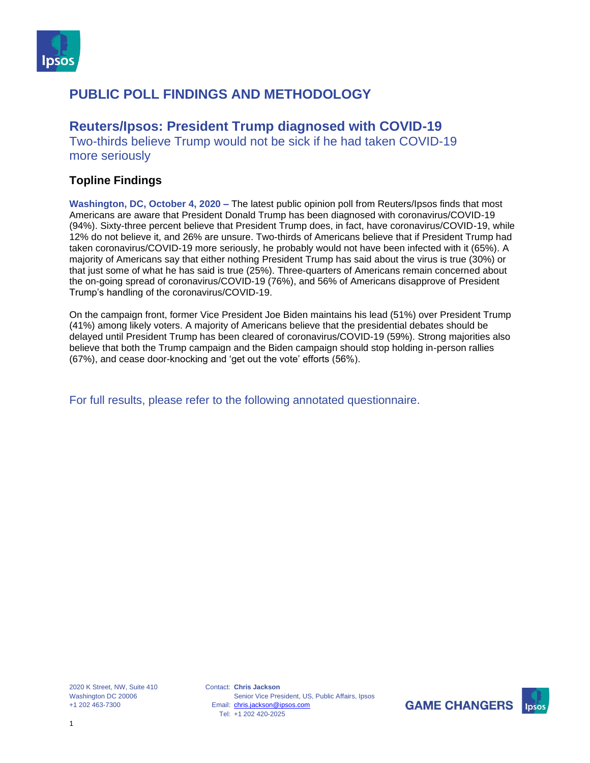# PUBLIC POLL FINDINGS AND METHODOLOGY

## Reuters/Ipsos: President Trump diagnosed with COVID-19

Two-thirds believe Trump would not be sick if he had taken COVID-19 more seriously

### Topline Findings

**Washington, DC, October 4, 2020 –** The latest public opinion poll from Reuters/Ipsos finds that most Americans are aware that President Donald Trump has been diagnosed with coronavirus/COVID-19 (94%). Sixty-three percent believe that President Trump does, in fact, have coronavirus/COVID-19, while 12% do not believe it, and 26% are unsure. Two-thirds of Americans believe that if President Trump had taken coronavirus/COVID-19 more seriously, he probably would not have been infected with it (65%). A majority of Americans say that either nothing President Trump has said about the virus is true (30%) or that just some of what he has said is true (25%). Three-quarters of Americans remain concerned about the on-going spread of coronavirus/COVID-19 (76%), and 56% of Americans disapprove of President Trump's handling of the coronavirus/COVID-19.

On the campaign front, former Vice President Joe Biden maintains his lead (51%) over President Trump (41%) among likely voters. A majority of Americans believe that the presidential debates should be delayed until President Trump has been cleared of coronavirus/COVID-19 (59%). Strong majorities also believe that both the Trump campaign and the Biden campaign should stop holding in-person rallies (67%), and cease door-knocking and 'get out the vote' efforts (56%).

For full results, please refer to the following annotated questionnaire.

2020 K Street, NW, Suite 410
Washington DC 20006
+1 202 463-7300

Contact: **Chris Jackson**
Senior Vice President, US, Public Affairs, Ipsos
Email: chris.jackson@ipsos.com
Tel: +1 202 420-2025

GAME CHANGERS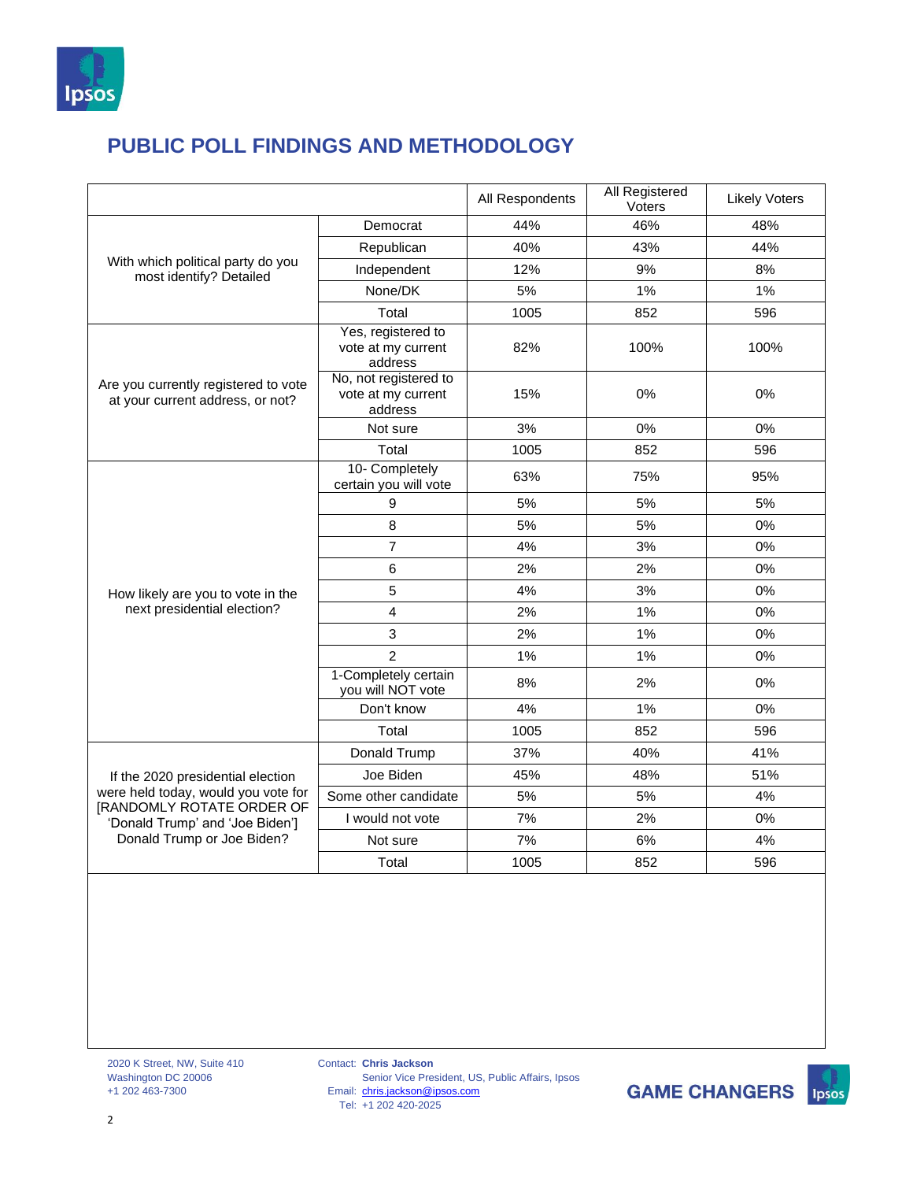## PUBLIC POLL FINDINGS AND METHODOLOGY

| | | All Respondents | All Registered Voters | Likely Voters |
|---|---|---|---|---|
| With which political party do you most identify? Detailed | Democrat | 44% | 46% | 48% |
| | Republican | 40% | 43% | 44% |
| | Independent | 12% | 9% | 8% |
| | None/DK | 5% | 1% | 1% |
| | Total | 1005 | 852 | 596 |
| Are you currently registered to vote at your current address, or not? | Yes, registered to vote at my current address | 82% | 100% | 100% |
| | No, not registered to vote at my current address | 15% | 0% | 0% |
| | Not sure | 3% | 0% | 0% |
| | Total | 1005 | 852 | 596 |
| How likely are you to vote in the next presidential election? | 10- Completely certain you will vote | 63% | 75% | 95% |
| | 9 | 5% | 5% | 5% |
| | 8 | 5% | 5% | 0% |
| | 7 | 4% | 3% | 0% |
| | 6 | 2% | 2% | 0% |
| | 5 | 4% | 3% | 0% |
| | 4 | 2% | 1% | 0% |
| | 3 | 2% | 1% | 0% |
| | 2 | 1% | 1% | 0% |
| | 1-Completely certain you will NOT vote | 8% | 2% | 0% |
| | Don't know | 4% | 1% | 0% |
| | Total | 1005 | 852 | 596 |
| If the 2020 presidential election were held today, would you vote for [RANDOMLY ROTATE ORDER OF 'Donald Trump' and 'Joe Biden'] Donald Trump or Joe Biden? | Donald Trump | 37% | 40% | 41% |
| | Joe Biden | 45% | 48% | 51% |
| | Some other candidate | 5% | 5% | 4% |
| | I would not vote | 7% | 2% | 0% |
| | Not sure | 7% | 6% | 4% |
| | Total | 1005 | 852 | 596 |

2020 K Street, NW, Suite 410
Washington DC 20006
+1 202 463-7300

Contact: **Chris Jackson**
Senior Vice President, US, Public Affairs, Ipsos
Email: chris.jackson@ipsos.com
Tel: +1 202 420-2025

**GAME CHANGERS**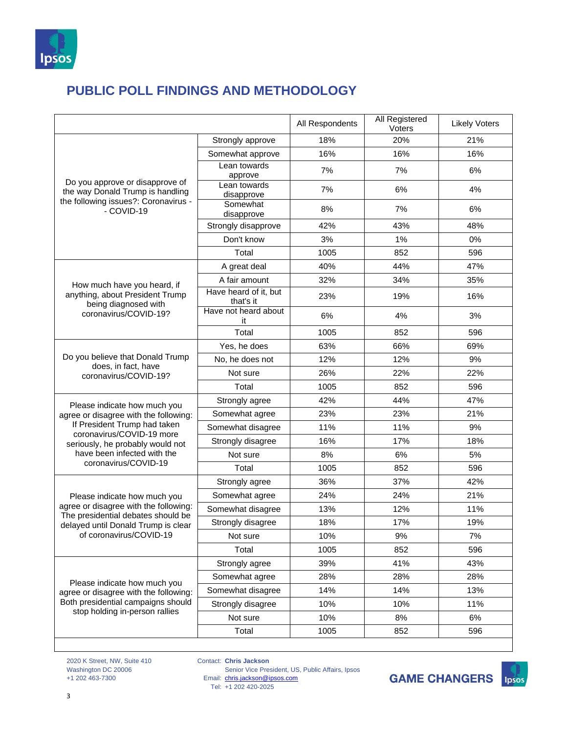## PUBLIC POLL FINDINGS AND METHODOLOGY

| | | All Respondents | All Registered Voters | Likely Voters |
|---|---|---|---|---|
| Do you approve or disapprove of the way Donald Trump is handling the following issues?: Coronavirus -- COVID-19 | Strongly approve | 18% | 20% | 21% |
| | Somewhat approve | 16% | 16% | 16% |
| | Lean towards approve | 7% | 7% | 6% |
| | Lean towards disapprove | 7% | 6% | 4% |
| | Somewhat disapprove | 8% | 7% | 6% |
| | Strongly disapprove | 42% | 43% | 48% |
| | Don't know | 3% | 1% | 0% |
| | Total | 1005 | 852 | 596 |
| How much have you heard, if anything, about President Trump being diagnosed with coronavirus/COVID-19? | A great deal | 40% | 44% | 47% |
| | A fair amount | 32% | 34% | 35% |
| | Have heard of it, but that's it | 23% | 19% | 16% |
| | Have not heard about it | 6% | 4% | 3% |
| | Total | 1005 | 852 | 596 |
| Do you believe that Donald Trump does, in fact, have coronavirus/COVID-19? | Yes, he does | 63% | 66% | 69% |
| | No, he does not | 12% | 12% | 9% |
| | Not sure | 26% | 22% | 22% |
| | Total | 1005 | 852 | 596 |
| Please indicate how much you agree or disagree with the following: If President Trump had taken coronavirus/COVID-19 more seriously, he probably would not have been infected with the coronavirus/COVID-19 | Strongly agree | 42% | 44% | 47% |
| | Somewhat agree | 23% | 23% | 21% |
| | Somewhat disagree | 11% | 11% | 9% |
| | Strongly disagree | 16% | 17% | 18% |
| | Not sure | 8% | 6% | 5% |
| | Total | 1005 | 852 | 596 |
| Please indicate how much you agree or disagree with the following: The presidential debates should be delayed until Donald Trump is clear of coronavirus/COVID-19 | Strongly agree | 36% | 37% | 42% |
| | Somewhat agree | 24% | 24% | 21% |
| | Somewhat disagree | 13% | 12% | 11% |
| | Strongly disagree | 18% | 17% | 19% |
| | Not sure | 10% | 9% | 7% |
| | Total | 1005 | 852 | 596 |
| Please indicate how much you agree or disagree with the following: Both presidential campaigns should stop holding in-person rallies | Strongly agree | 39% | 41% | 43% |
| | Somewhat agree | 28% | 28% | 28% |
| | Somewhat disagree | 14% | 14% | 13% |
| | Strongly disagree | 10% | 10% | 11% |
| | Not sure | 10% | 8% | 6% |
| | Total | 1005 | 852 | 596 |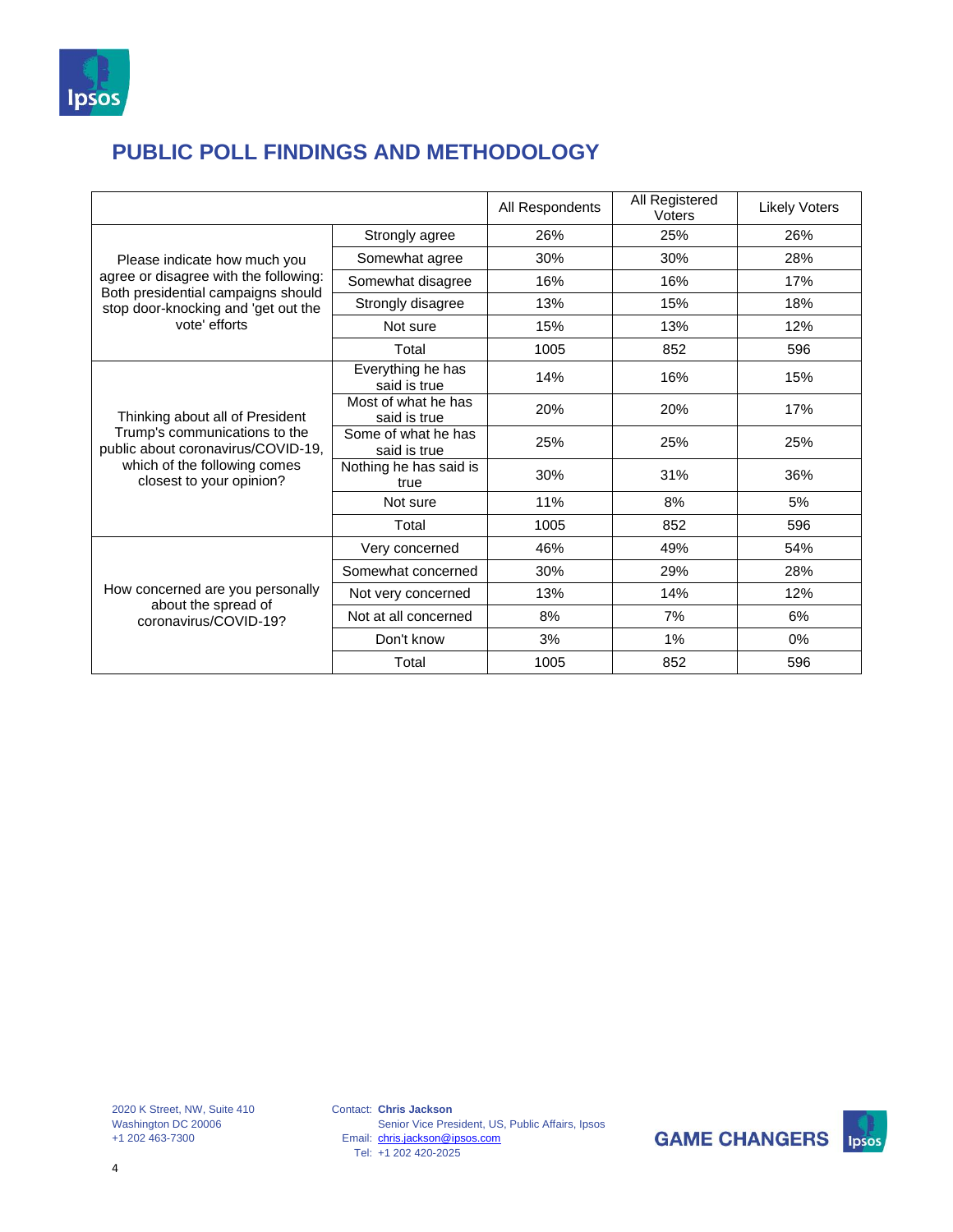## PUBLIC POLL FINDINGS AND METHODOLOGY

| | | All Respondents | All Registered Voters | Likely Voters |
|---|---|---|---|---|
| Please indicate how much you agree or disagree with the following: Both presidential campaigns should stop door-knocking and 'get out the vote' efforts | Strongly agree | 26% | 25% | 26% |
| | Somewhat agree | 30% | 30% | 28% |
| | Somewhat disagree | 16% | 16% | 17% |
| | Strongly disagree | 13% | 15% | 18% |
| | Not sure | 15% | 13% | 12% |
| | Total | 1005 | 852 | 596 |
| Thinking about all of President Trump's communications to the public about coronavirus/COVID-19, which of the following comes closest to your opinion? | Everything he has said is true | 14% | 16% | 15% |
| | Most of what he has said is true | 20% | 20% | 17% |
| | Some of what he has said is true | 25% | 25% | 25% |
| | Nothing he has said is true | 30% | 31% | 36% |
| | Not sure | 11% | 8% | 5% |
| | Total | 1005 | 852 | 596 |
| How concerned are you personally about the spread of coronavirus/COVID-19? | Very concerned | 46% | 49% | 54% |
| | Somewhat concerned | 30% | 29% | 28% |
| | Not very concerned | 13% | 14% | 12% |
| | Not at all concerned | 8% | 7% | 6% |
| | Don't know | 3% | 1% | 0% |
| | Total | 1005 | 852 | 596 |

2020 K Street, NW, Suite 410
Washington DC 20006
+1 202 463-7300

Contact: **Chris Jackson**
Senior Vice President, US, Public Affairs, Ipsos
Email: chris.jackson@ipsos.com
Tel: +1 202 420-2025

**GAME CHANGERS**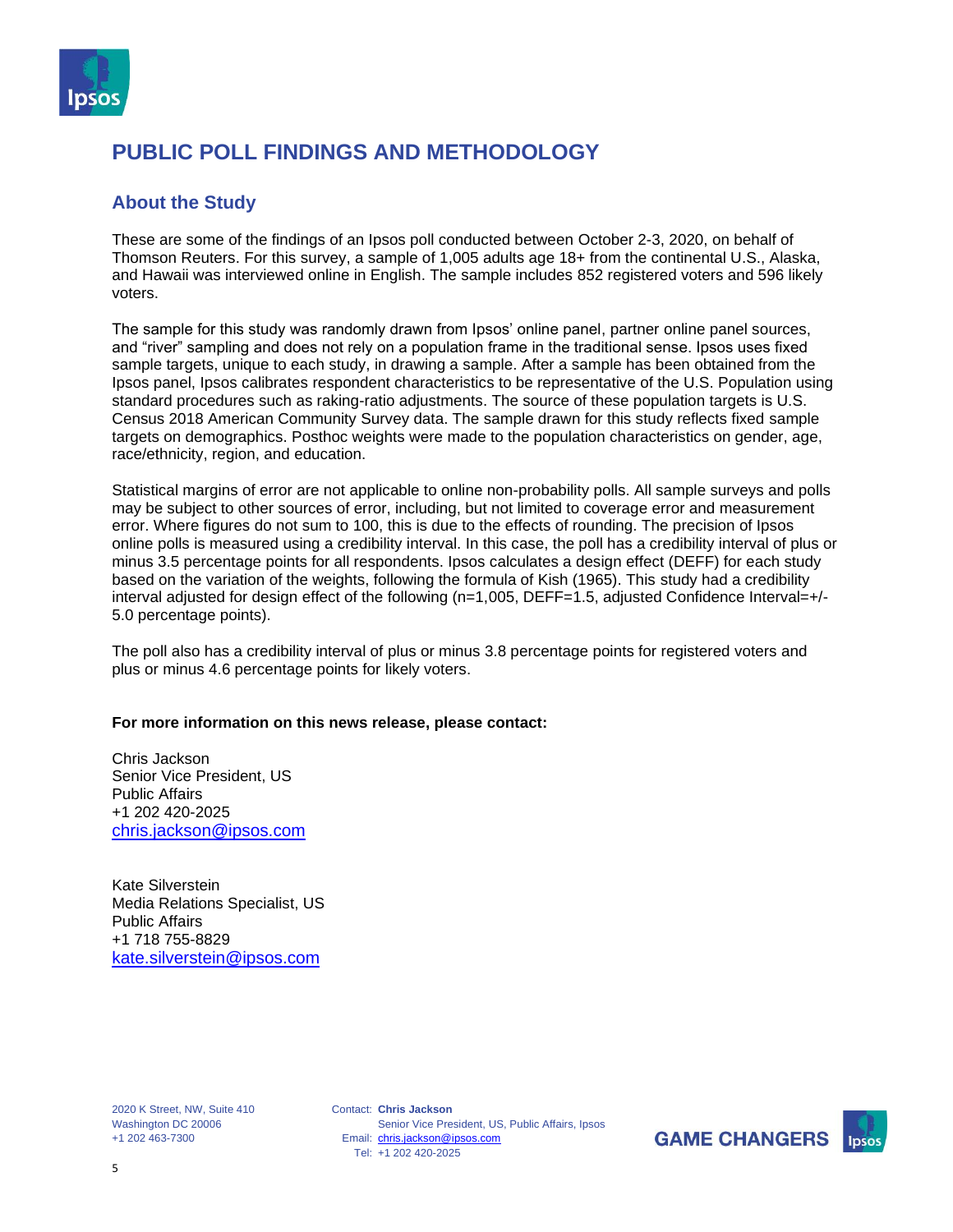# PUBLIC POLL FINDINGS AND METHODOLOGY

## About the Study

These are some of the findings of an Ipsos poll conducted between October 2-3, 2020, on behalf of Thomson Reuters. For this survey, a sample of 1,005 adults age 18+ from the continental U.S., Alaska, and Hawaii was interviewed online in English. The sample includes 852 registered voters and 596 likely voters.

The sample for this study was randomly drawn from Ipsos' online panel, partner online panel sources, and "river" sampling and does not rely on a population frame in the traditional sense. Ipsos uses fixed sample targets, unique to each study, in drawing a sample. After a sample has been obtained from the Ipsos panel, Ipsos calibrates respondent characteristics to be representative of the U.S. Population using standard procedures such as raking-ratio adjustments. The source of these population targets is U.S. Census 2018 American Community Survey data. The sample drawn for this study reflects fixed sample targets on demographics. Posthoc weights were made to the population characteristics on gender, age, race/ethnicity, region, and education.

Statistical margins of error are not applicable to online non-probability polls. All sample surveys and polls may be subject to other sources of error, including, but not limited to coverage error and measurement error. Where figures do not sum to 100, this is due to the effects of rounding. The precision of Ipsos online polls is measured using a credibility interval. In this case, the poll has a credibility interval of plus or minus 3.5 percentage points for all respondents. Ipsos calculates a design effect (DEFF) for each study based on the variation of the weights, following the formula of Kish (1965). This study had a credibility interval adjusted for design effect of the following (n=1,005, DEFF=1.5, adjusted Confidence Interval=+/-5.0 percentage points).

The poll also has a credibility interval of plus or minus 3.8 percentage points for registered voters and plus or minus 4.6 percentage points for likely voters.

**For more information on this news release, please contact:**

Chris Jackson
Senior Vice President, US
Public Affairs
+1 202 420-2025
chris.jackson@ipsos.com

Kate Silverstein
Media Relations Specialist, US
Public Affairs
+1 718 755-8829
kate.silverstein@ipsos.com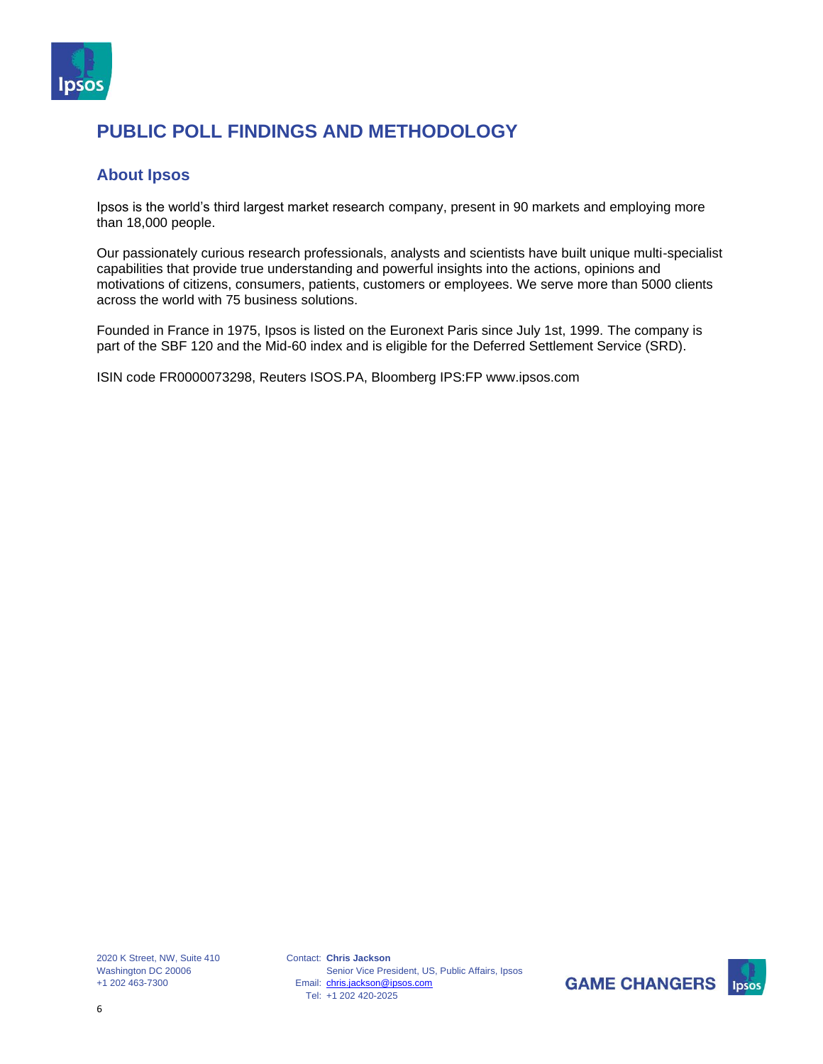# PUBLIC POLL FINDINGS AND METHODOLOGY

## About Ipsos

Ipsos is the world's third largest market research company, present in 90 markets and employing more than 18,000 people.

Our passionately curious research professionals, analysts and scientists have built unique multi-specialist capabilities that provide true understanding and powerful insights into the actions, opinions and motivations of citizens, consumers, patients, customers or employees. We serve more than 5000 clients across the world with 75 business solutions.

Founded in France in 1975, Ipsos is listed on the Euronext Paris since July 1st, 1999. The company is part of the SBF 120 and the Mid-60 index and is eligible for the Deferred Settlement Service (SRD).

ISIN code FR0000073298, Reuters ISOS.PA, Bloomberg IPS:FP www.ipsos.com

2020 K Street, NW, Suite 410
Washington DC 20006
+1 202 463-7300

Contact: **Chris Jackson**
Senior Vice President, US, Public Affairs, Ipsos
Email: chris.jackson@ipsos.com
Tel: +1 202 420-2025

**GAME CHANGERS**